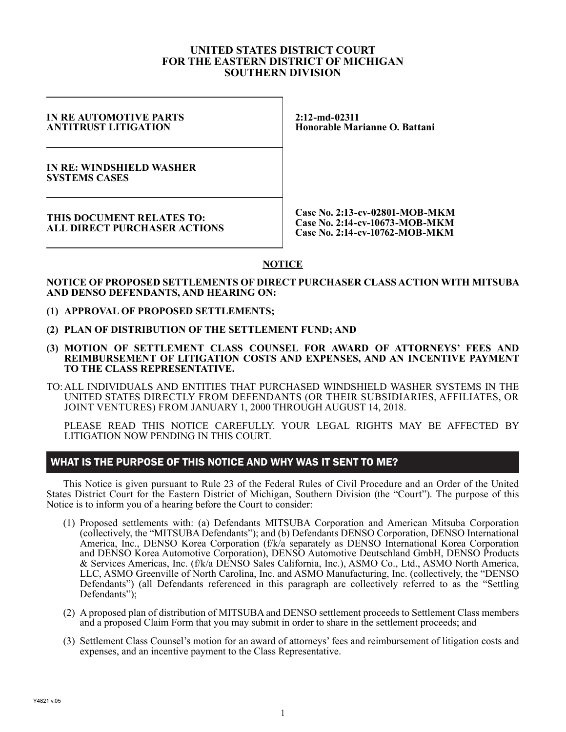**UNITED STATES DISTRICT COURT**
**FOR THE EASTERN DISTRICT OF MICHIGAN**
**SOUTHERN DIVISION**

| | |
|---|---|
| **IN RE AUTOMOTIVE PARTS ANTITRUST LITIGATION** | **2:12-md-02311**<br>**Honorable Marianne O. Battani** |
| **IN RE: WINDSHIELD WASHER SYSTEMS CASES** | |
| **THIS DOCUMENT RELATES TO: ALL DIRECT PURCHASER ACTIONS** | **Case No. 2:13-cv-02801-MOB-MKM**<br>**Case No. 2:14-cv-10673-MOB-MKM**<br>**Case No. 2:14-cv-10762-MOB-MKM** |

**NOTICE**

**NOTICE OF PROPOSED SETTLEMENTS OF DIRECT PURCHASER CLASS ACTION WITH MITSUBA AND DENSO DEFENDANTS, AND HEARING ON:**

**(1) APPROVAL OF PROPOSED SETTLEMENTS;**

**(2) PLAN OF DISTRIBUTION OF THE SETTLEMENT FUND; AND**

**(3) MOTION OF SETTLEMENT CLASS COUNSEL FOR AWARD OF ATTORNEYS' FEES AND REIMBURSEMENT OF LITIGATION COSTS AND EXPENSES, AND AN INCENTIVE PAYMENT TO THE CLASS REPRESENTATIVE.**

TO: ALL INDIVIDUALS AND ENTITIES THAT PURCHASED WINDSHIELD WASHER SYSTEMS IN THE UNITED STATES DIRECTLY FROM DEFENDANTS (OR THEIR SUBSIDIARIES, AFFILIATES, OR JOINT VENTURES) FROM JANUARY 1, 2000 THROUGH AUGUST 14, 2018.

PLEASE READ THIS NOTICE CAREFULLY. YOUR LEGAL RIGHTS MAY BE AFFECTED BY LITIGATION NOW PENDING IN THIS COURT.

## WHAT IS THE PURPOSE OF THIS NOTICE AND WHY WAS IT SENT TO ME?

This Notice is given pursuant to Rule 23 of the Federal Rules of Civil Procedure and an Order of the United States District Court for the Eastern District of Michigan, Southern Division (the "Court"). The purpose of this Notice is to inform you of a hearing before the Court to consider:

(1) Proposed settlements with: (a) Defendants MITSUBA Corporation and American Mitsuba Corporation (collectively, the "MITSUBA Defendants"); and (b) Defendants DENSO Corporation, DENSO International America, Inc., DENSO Korea Corporation (f/k/a separately as DENSO International Korea Corporation and DENSO Korea Automotive Corporation), DENSO Automotive Deutschland GmbH, DENSO Products & Services Americas, Inc. (f/k/a DENSO Sales California, Inc.), ASMO Co., Ltd., ASMO North America, LLC, ASMO Greenville of North Carolina, Inc. and ASMO Manufacturing, Inc. (collectively, the "DENSO Defendants") (all Defendants referenced in this paragraph are collectively referred to as the "Settling Defendants");

(2) A proposed plan of distribution of MITSUBA and DENSO settlement proceeds to Settlement Class members and a proposed Claim Form that you may submit in order to share in the settlement proceeds; and

(3) Settlement Class Counsel's motion for an award of attorneys' fees and reimbursement of litigation costs and expenses, and an incentive payment to the Class Representative.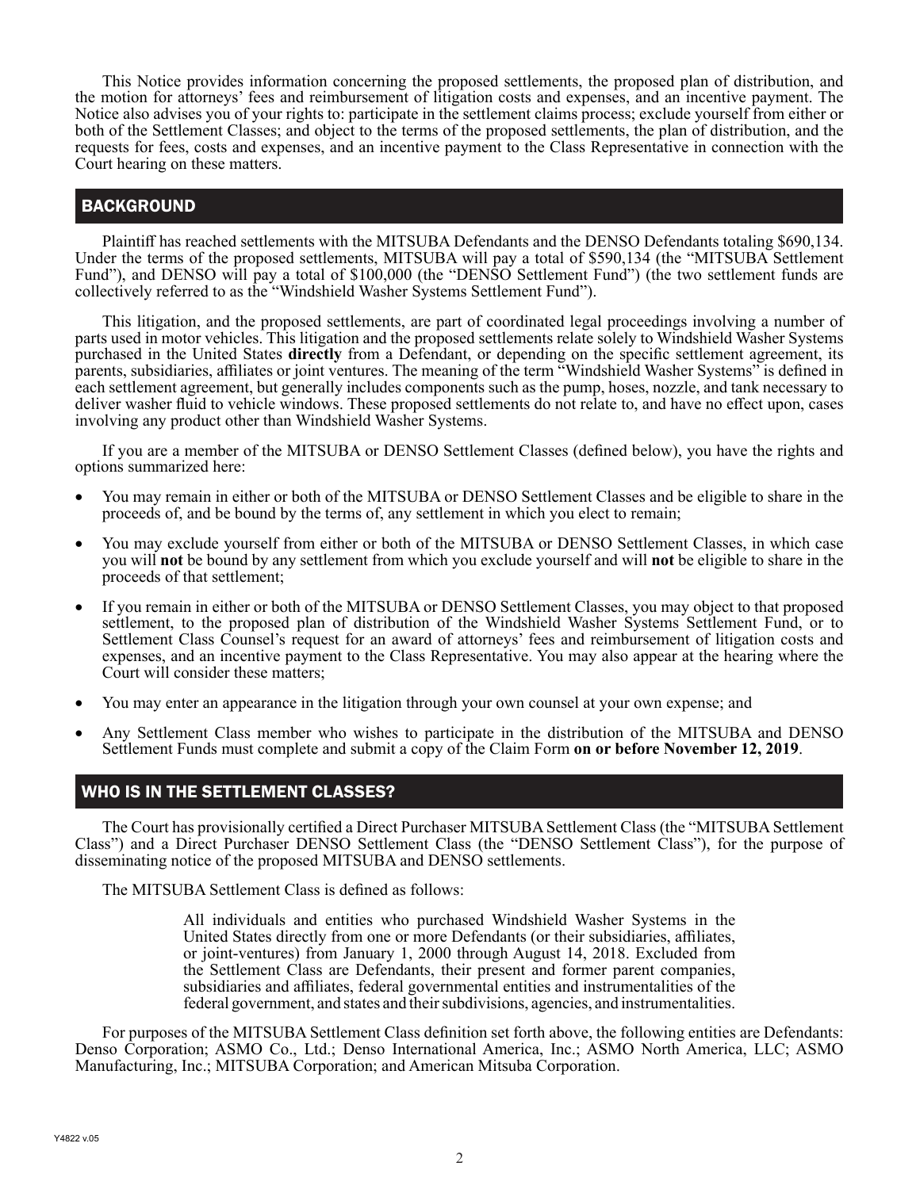This Notice provides information concerning the proposed settlements, the proposed plan of distribution, and the motion for attorneys' fees and reimbursement of litigation costs and expenses, and an incentive payment. The Notice also advises you of your rights to: participate in the settlement claims process; exclude yourself from either or both of the Settlement Classes; and object to the terms of the proposed settlements, the plan of distribution, and the requests for fees, costs and expenses, and an incentive payment to the Class Representative in connection with the Court hearing on these matters.

## BACKGROUND

Plaintiff has reached settlements with the MITSUBA Defendants and the DENSO Defendants totaling $690,134. Under the terms of the proposed settlements, MITSUBA will pay a total of $590,134 (the "MITSUBA Settlement Fund"), and DENSO will pay a total of $100,000 (the "DENSO Settlement Fund") (the two settlement funds are collectively referred to as the "Windshield Washer Systems Settlement Fund").

This litigation, and the proposed settlements, are part of coordinated legal proceedings involving a number of parts used in motor vehicles. This litigation and the proposed settlements relate solely to Windshield Washer Systems purchased in the United States **directly** from a Defendant, or depending on the specific settlement agreement, its parents, subsidiaries, affiliates or joint ventures. The meaning of the term "Windshield Washer Systems" is defined in each settlement agreement, but generally includes components such as the pump, hoses, nozzle, and tank necessary to deliver washer fluid to vehicle windows. These proposed settlements do not relate to, and have no effect upon, cases involving any product other than Windshield Washer Systems.

If you are a member of the MITSUBA or DENSO Settlement Classes (defined below), you have the rights and options summarized here:

- You may remain in either or both of the MITSUBA or DENSO Settlement Classes and be eligible to share in the proceeds of, and be bound by the terms of, any settlement in which you elect to remain;
- You may exclude yourself from either or both of the MITSUBA or DENSO Settlement Classes, in which case you will **not** be bound by any settlement from which you exclude yourself and will **not** be eligible to share in the proceeds of that settlement;
- If you remain in either or both of the MITSUBA or DENSO Settlement Classes, you may object to that proposed settlement, to the proposed plan of distribution of the Windshield Washer Systems Settlement Fund, or to Settlement Class Counsel's request for an award of attorneys' fees and reimbursement of litigation costs and expenses, and an incentive payment to the Class Representative. You may also appear at the hearing where the Court will consider these matters;
- You may enter an appearance in the litigation through your own counsel at your own expense; and
- Any Settlement Class member who wishes to participate in the distribution of the MITSUBA and DENSO Settlement Funds must complete and submit a copy of the Claim Form **on or before November 12, 2019**.

## WHO IS IN THE SETTLEMENT CLASSES?

The Court has provisionally certified a Direct Purchaser MITSUBA Settlement Class (the "MITSUBA Settlement Class") and a Direct Purchaser DENSO Settlement Class (the "DENSO Settlement Class"), for the purpose of disseminating notice of the proposed MITSUBA and DENSO settlements.

The MITSUBA Settlement Class is defined as follows:

> All individuals and entities who purchased Windshield Washer Systems in the United States directly from one or more Defendants (or their subsidiaries, affiliates, or joint-ventures) from January 1, 2000 through August 14, 2018. Excluded from the Settlement Class are Defendants, their present and former parent companies, subsidiaries and affiliates, federal governmental entities and instrumentalities of the federal government, and states and their subdivisions, agencies, and instrumentalities.

For purposes of the MITSUBA Settlement Class definition set forth above, the following entities are Defendants: Denso Corporation; ASMO Co., Ltd.; Denso International America, Inc.; ASMO North America, LLC; ASMO Manufacturing, Inc.; MITSUBA Corporation; and American Mitsuba Corporation.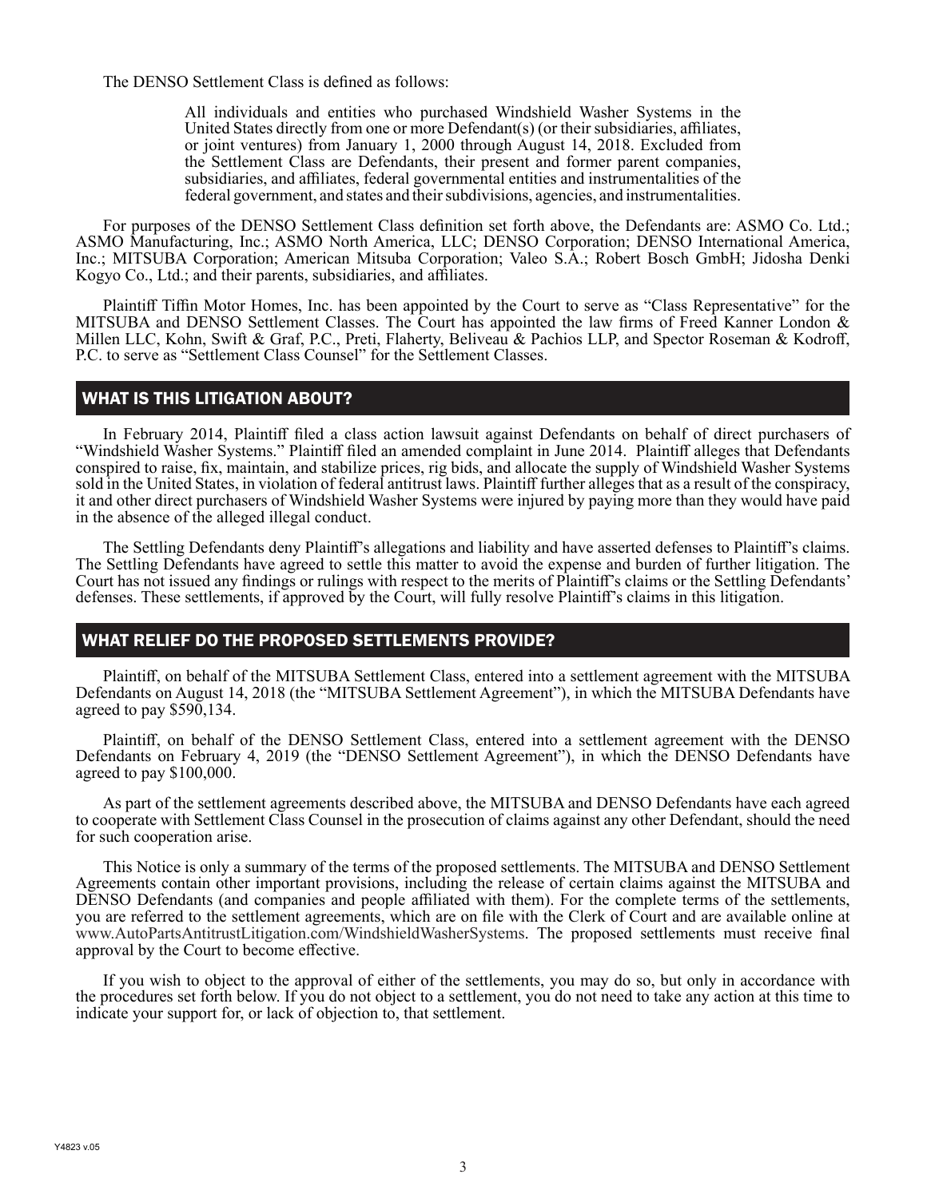The DENSO Settlement Class is defined as follows:

> All individuals and entities who purchased Windshield Washer Systems in the United States directly from one or more Defendant(s) (or their subsidiaries, affiliates, or joint ventures) from January 1, 2000 through August 14, 2018. Excluded from the Settlement Class are Defendants, their present and former parent companies, subsidiaries, and affiliates, federal governmental entities and instrumentalities of the federal government, and states and their subdivisions, agencies, and instrumentalities.

For purposes of the DENSO Settlement Class definition set forth above, the Defendants are: ASMO Co. Ltd.; ASMO Manufacturing, Inc.; ASMO North America, LLC; DENSO Corporation; DENSO International America, Inc.; MITSUBA Corporation; American Mitsuba Corporation; Valeo S.A.; Robert Bosch GmbH; Jidosha Denki Kogyo Co., Ltd.; and their parents, subsidiaries, and affiliates.

Plaintiff Tiffin Motor Homes, Inc. has been appointed by the Court to serve as "Class Representative" for the MITSUBA and DENSO Settlement Classes. The Court has appointed the law firms of Freed Kanner London & Millen LLC, Kohn, Swift & Graf, P.C., Preti, Flaherty, Beliveau & Pachios LLP, and Spector Roseman & Kodroff, P.C. to serve as "Settlement Class Counsel" for the Settlement Classes.

## WHAT IS THIS LITIGATION ABOUT?

In February 2014, Plaintiff filed a class action lawsuit against Defendants on behalf of direct purchasers of "Windshield Washer Systems." Plaintiff filed an amended complaint in June 2014. Plaintiff alleges that Defendants conspired to raise, fix, maintain, and stabilize prices, rig bids, and allocate the supply of Windshield Washer Systems sold in the United States, in violation of federal antitrust laws. Plaintiff further alleges that as a result of the conspiracy, it and other direct purchasers of Windshield Washer Systems were injured by paying more than they would have paid in the absence of the alleged illegal conduct.

The Settling Defendants deny Plaintiff's allegations and liability and have asserted defenses to Plaintiff's claims. The Settling Defendants have agreed to settle this matter to avoid the expense and burden of further litigation. The Court has not issued any findings or rulings with respect to the merits of Plaintiff's claims or the Settling Defendants' defenses. These settlements, if approved by the Court, will fully resolve Plaintiff's claims in this litigation.

## WHAT RELIEF DO THE PROPOSED SETTLEMENTS PROVIDE?

Plaintiff, on behalf of the MITSUBA Settlement Class, entered into a settlement agreement with the MITSUBA Defendants on August 14, 2018 (the "MITSUBA Settlement Agreement"), in which the MITSUBA Defendants have agreed to pay $590,134.

Plaintiff, on behalf of the DENSO Settlement Class, entered into a settlement agreement with the DENSO Defendants on February 4, 2019 (the "DENSO Settlement Agreement"), in which the DENSO Defendants have agreed to pay $100,000.

As part of the settlement agreements described above, the MITSUBA and DENSO Defendants have each agreed to cooperate with Settlement Class Counsel in the prosecution of claims against any other Defendant, should the need for such cooperation arise.

This Notice is only a summary of the terms of the proposed settlements. The MITSUBA and DENSO Settlement Agreements contain other important provisions, including the release of certain claims against the MITSUBA and DENSO Defendants (and companies and people affiliated with them). For the complete terms of the settlements, you are referred to the settlement agreements, which are on file with the Clerk of Court and are available online at www.AutoPartsAntitrustLitigation.com/WindshieldWasherSystems. The proposed settlements must receive final approval by the Court to become effective.

If you wish to object to the approval of either of the settlements, you may do so, but only in accordance with the procedures set forth below. If you do not object to a settlement, you do not need to take any action at this time to indicate your support for, or lack of objection to, that settlement.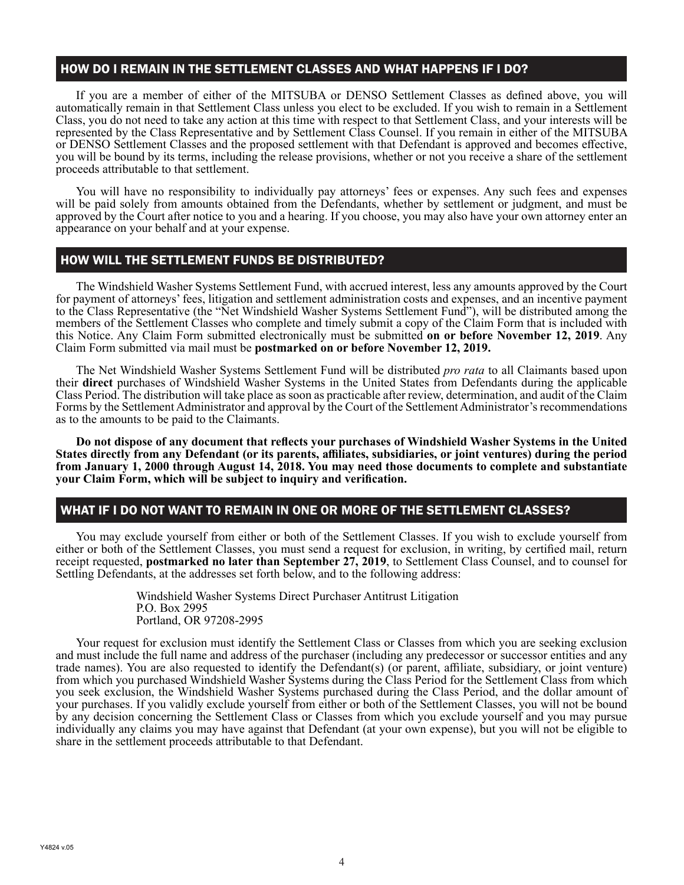## HOW DO I REMAIN IN THE SETTLEMENT CLASSES AND WHAT HAPPENS IF I DO?

If you are a member of either of the MITSUBA or DENSO Settlement Classes as defined above, you will automatically remain in that Settlement Class unless you elect to be excluded. If you wish to remain in a Settlement Class, you do not need to take any action at this time with respect to that Settlement Class, and your interests will be represented by the Class Representative and by Settlement Class Counsel. If you remain in either of the MITSUBA or DENSO Settlement Classes and the proposed settlement with that Defendant is approved and becomes effective, you will be bound by its terms, including the release provisions, whether or not you receive a share of the settlement proceeds attributable to that settlement.

You will have no responsibility to individually pay attorneys' fees or expenses. Any such fees and expenses will be paid solely from amounts obtained from the Defendants, whether by settlement or judgment, and must be approved by the Court after notice to you and a hearing. If you choose, you may also have your own attorney enter an appearance on your behalf and at your expense.

## HOW WILL THE SETTLEMENT FUNDS BE DISTRIBUTED?

The Windshield Washer Systems Settlement Fund, with accrued interest, less any amounts approved by the Court for payment of attorneys' fees, litigation and settlement administration costs and expenses, and an incentive payment to the Class Representative (the "Net Windshield Washer Systems Settlement Fund"), will be distributed among the members of the Settlement Classes who complete and timely submit a copy of the Claim Form that is included with this Notice. Any Claim Form submitted electronically must be submitted **on or before November 12, 2019**. Any Claim Form submitted via mail must be **postmarked on or before November 12, 2019.**

The Net Windshield Washer Systems Settlement Fund will be distributed *pro rata* to all Claimants based upon their **direct** purchases of Windshield Washer Systems in the United States from Defendants during the applicable Class Period. The distribution will take place as soon as practicable after review, determination, and audit of the Claim Forms by the Settlement Administrator and approval by the Court of the Settlement Administrator's recommendations as to the amounts to be paid to the Claimants.

**Do not dispose of any document that reflects your purchases of Windshield Washer Systems in the United States directly from any Defendant (or its parents, affiliates, subsidiaries, or joint ventures) during the period from January 1, 2000 through August 14, 2018. You may need those documents to complete and substantiate your Claim Form, which will be subject to inquiry and verification.**

## WHAT IF I DO NOT WANT TO REMAIN IN ONE OR MORE OF THE SETTLEMENT CLASSES?

You may exclude yourself from either or both of the Settlement Classes. If you wish to exclude yourself from either or both of the Settlement Classes, you must send a request for exclusion, in writing, by certified mail, return receipt requested, **postmarked no later than September 27, 2019**, to Settlement Class Counsel, and to counsel for Settling Defendants, at the addresses set forth below, and to the following address:

Windshield Washer Systems Direct Purchaser Antitrust Litigation
P.O. Box 2995
Portland, OR 97208-2995

Your request for exclusion must identify the Settlement Class or Classes from which you are seeking exclusion and must include the full name and address of the purchaser (including any predecessor or successor entities and any trade names). You are also requested to identify the Defendant(s) (or parent, affiliate, subsidiary, or joint venture) from which you purchased Windshield Washer Systems during the Class Period for the Settlement Class from which you seek exclusion, the Windshield Washer Systems purchased during the Class Period, and the dollar amount of your purchases. If you validly exclude yourself from either or both of the Settlement Classes, you will not be bound by any decision concerning the Settlement Class or Classes from which you exclude yourself and you may pursue individually any claims you may have against that Defendant (at your own expense), but you will not be eligible to share in the settlement proceeds attributable to that Defendant.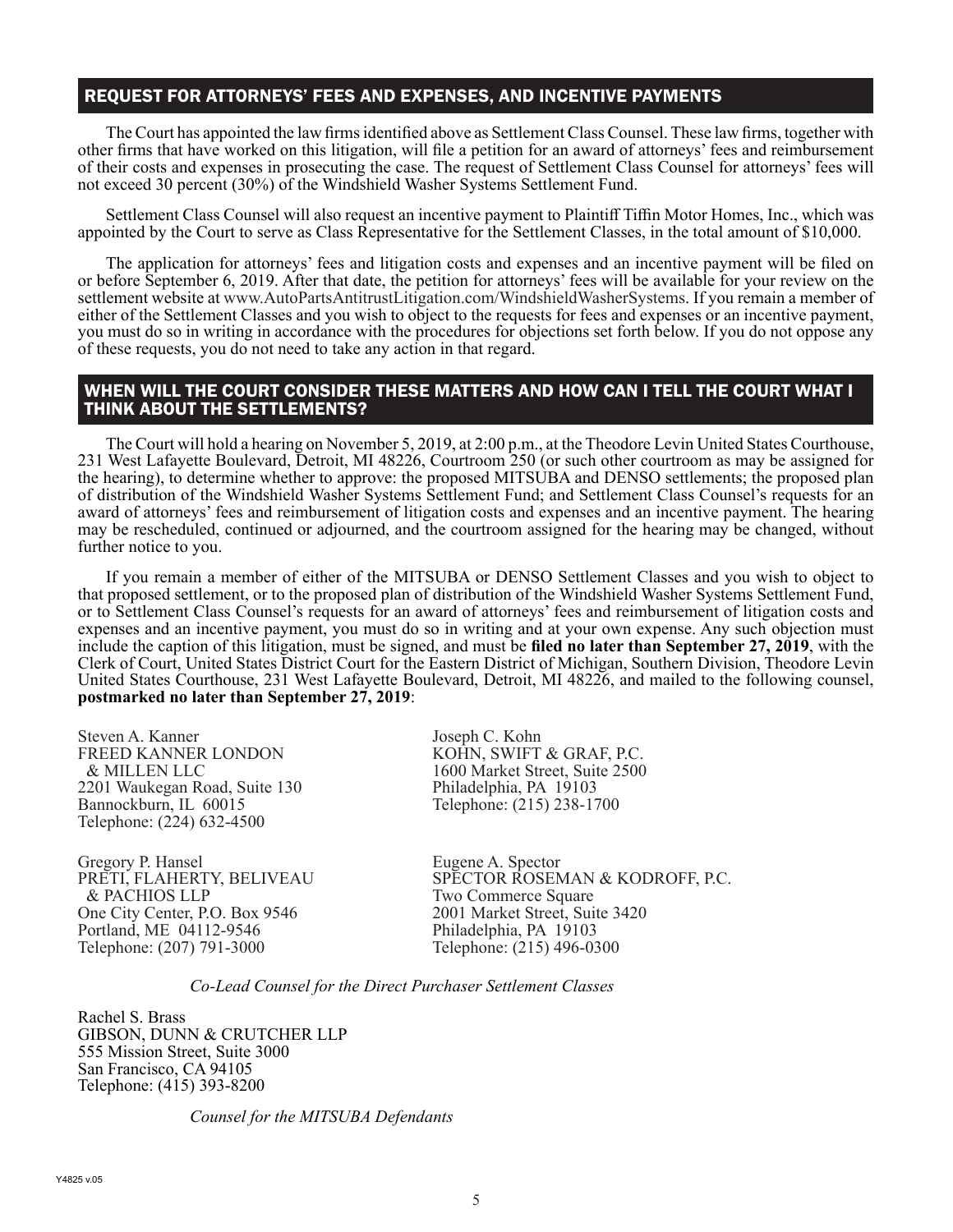## REQUEST FOR ATTORNEYS' FEES AND EXPENSES, AND INCENTIVE PAYMENTS

The Court has appointed the law firms identified above as Settlement Class Counsel. These law firms, together with other firms that have worked on this litigation, will file a petition for an award of attorneys' fees and reimbursement of their costs and expenses in prosecuting the case. The request of Settlement Class Counsel for attorneys' fees will not exceed 30 percent (30%) of the Windshield Washer Systems Settlement Fund.

Settlement Class Counsel will also request an incentive payment to Plaintiff Tiffin Motor Homes, Inc., which was appointed by the Court to serve as Class Representative for the Settlement Classes, in the total amount of $10,000.

The application for attorneys' fees and litigation costs and expenses and an incentive payment will be filed on or before September 6, 2019. After that date, the petition for attorneys' fees will be available for your review on the settlement website at www.AutoPartsAntitrustLitigation.com/WindshieldWasherSystems. If you remain a member of either of the Settlement Classes and you wish to object to the requests for fees and expenses or an incentive payment, you must do so in writing in accordance with the procedures for objections set forth below. If you do not oppose any of these requests, you do not need to take any action in that regard.

## WHEN WILL THE COURT CONSIDER THESE MATTERS AND HOW CAN I TELL THE COURT WHAT I THINK ABOUT THE SETTLEMENTS?

The Court will hold a hearing on November 5, 2019, at 2:00 p.m., at the Theodore Levin United States Courthouse, 231 West Lafayette Boulevard, Detroit, MI 48226, Courtroom 250 (or such other courtroom as may be assigned for the hearing), to determine whether to approve: the proposed MITSUBA and DENSO settlements; the proposed plan of distribution of the Windshield Washer Systems Settlement Fund; and Settlement Class Counsel's requests for an award of attorneys' fees and reimbursement of litigation costs and expenses and an incentive payment. The hearing may be rescheduled, continued or adjourned, and the courtroom assigned for the hearing may be changed, without further notice to you.

If you remain a member of either of the MITSUBA or DENSO Settlement Classes and you wish to object to that proposed settlement, or to the proposed plan of distribution of the Windshield Washer Systems Settlement Fund, or to Settlement Class Counsel's requests for an award of attorneys' fees and reimbursement of litigation costs and expenses and an incentive payment, you must do so in writing and at your own expense. Any such objection must include the caption of this litigation, must be signed, and must be **filed no later than September 27, 2019**, with the Clerk of Court, United States District Court for the Eastern District of Michigan, Southern Division, Theodore Levin United States Courthouse, 231 West Lafayette Boulevard, Detroit, MI 48226, and mailed to the following counsel, **postmarked no later than September 27, 2019**:

Steven A. Kanner
FREED KANNER LONDON
& MILLEN LLC
2201 Waukegan Road, Suite 130
Bannockburn, IL 60015
Telephone: (224) 632-4500

Joseph C. Kohn
KOHN, SWIFT & GRAF, P.C.
1600 Market Street, Suite 2500
Philadelphia, PA 19103
Telephone: (215) 238-1700

Gregory P. Hansel
PRETI, FLAHERTY, BELIVEAU
& PACHIOS LLP
One City Center, P.O. Box 9546
Portland, ME 04112-9546
Telephone: (207) 791-3000

Eugene A. Spector
SPECTOR ROSEMAN & KODROFF, P.C.
Two Commerce Square
2001 Market Street, Suite 3420
Philadelphia, PA 19103
Telephone: (215) 496-0300

*Co-Lead Counsel for the Direct Purchaser Settlement Classes*

Rachel S. Brass
GIBSON, DUNN & CRUTCHER LLP
555 Mission Street, Suite 3000
San Francisco, CA 94105
Telephone: (415) 393-8200

*Counsel for the MITSUBA Defendants*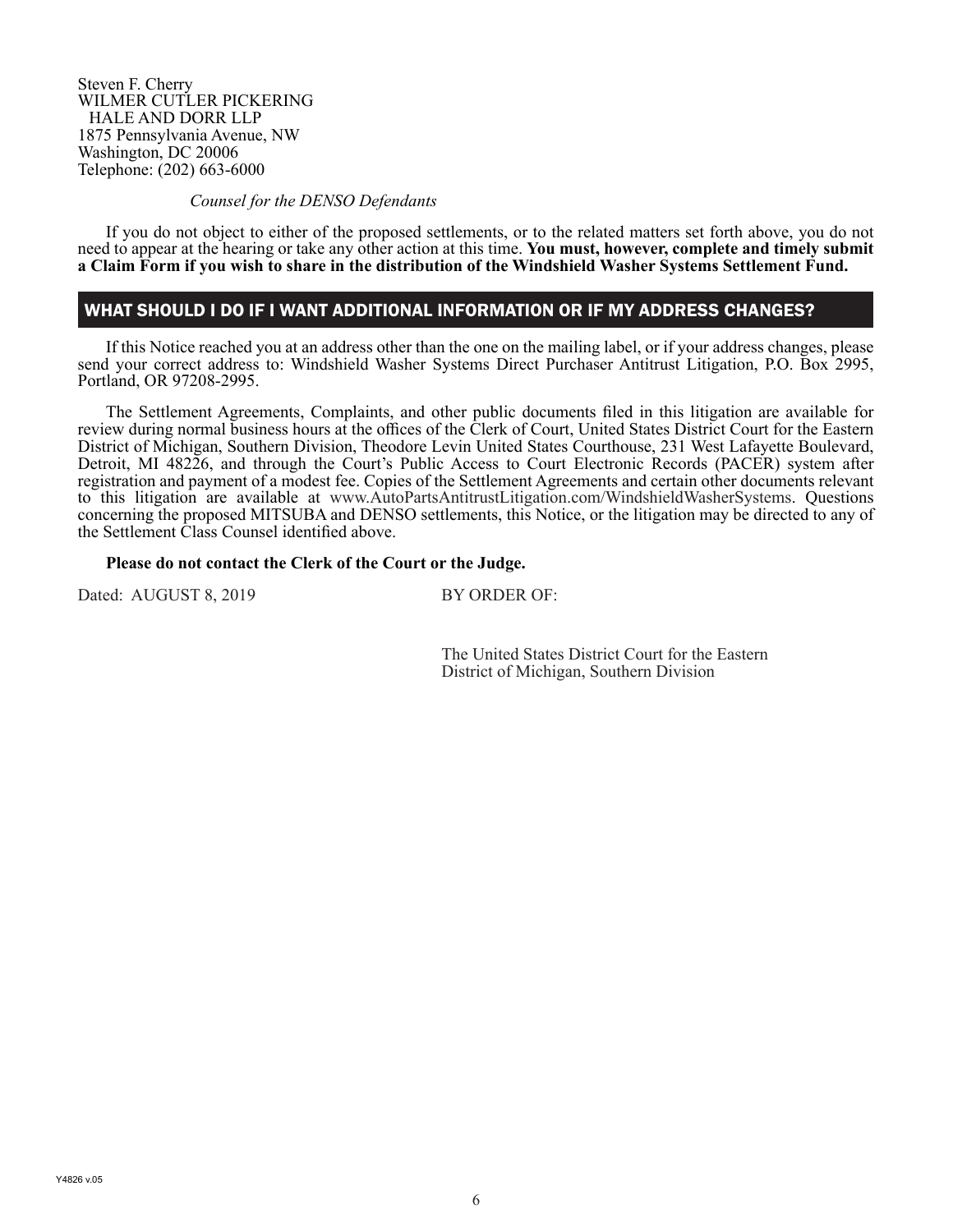Steven F. Cherry
WILMER CUTLER PICKERING
HALE AND DORR LLP
1875 Pennsylvania Avenue, NW
Washington, DC 20006
Telephone: (202) 663-6000

*Counsel for the DENSO Defendants*

If you do not object to either of the proposed settlements, or to the related matters set forth above, you do not need to appear at the hearing or take any other action at this time. **You must, however, complete and timely submit a Claim Form if you wish to share in the distribution of the Windshield Washer Systems Settlement Fund.**

## WHAT SHOULD I DO IF I WANT ADDITIONAL INFORMATION OR IF MY ADDRESS CHANGES?

If this Notice reached you at an address other than the one on the mailing label, or if your address changes, please send your correct address to: Windshield Washer Systems Direct Purchaser Antitrust Litigation, P.O. Box 2995, Portland, OR 97208-2995.

The Settlement Agreements, Complaints, and other public documents filed in this litigation are available for review during normal business hours at the offices of the Clerk of Court, United States District Court for the Eastern District of Michigan, Southern Division, Theodore Levin United States Courthouse, 231 West Lafayette Boulevard, Detroit, MI 48226, and through the Court's Public Access to Court Electronic Records (PACER) system after registration and payment of a modest fee. Copies of the Settlement Agreements and certain other documents relevant to this litigation are available at www.AutoPartsAntitrustLitigation.com/WindshieldWasherSystems. Questions concerning the proposed MITSUBA and DENSO settlements, this Notice, or the litigation may be directed to any of the Settlement Class Counsel identified above.

**Please do not contact the Clerk of the Court or the Judge.**

Dated: AUGUST 8, 2019

BY ORDER OF:

The United States District Court for the Eastern District of Michigan, Southern Division

Y4826 v.05